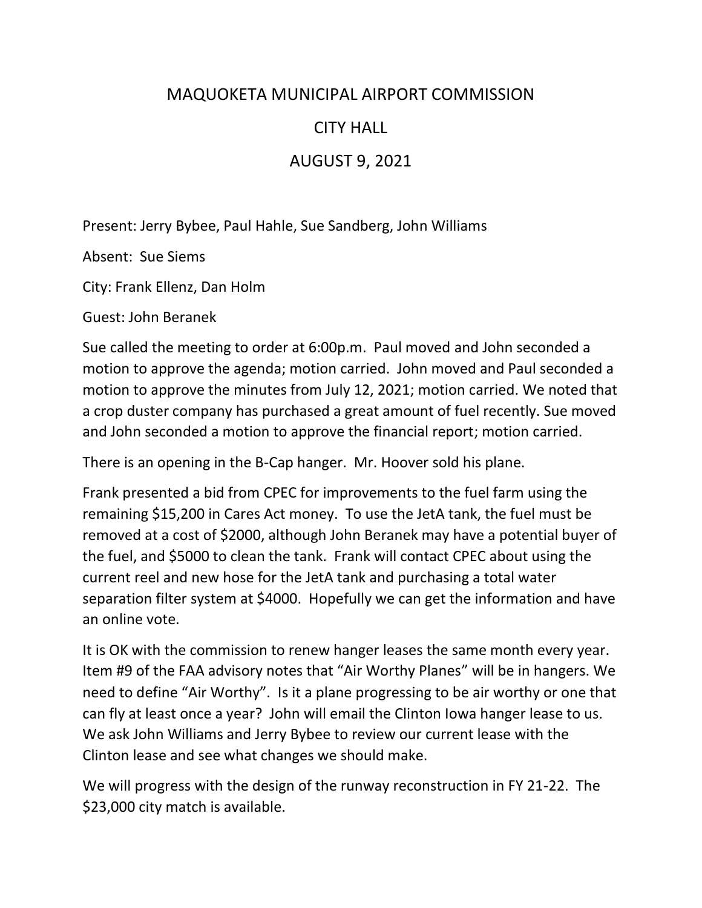# MAQUOKETA MUNICIPAL AIRPORT COMMISSION

## CITY HALL

## AUGUST 9, 2021

Present: Jerry Bybee, Paul Hahle, Sue Sandberg, John Williams

Absent: Sue Siems

City: Frank Ellenz, Dan Holm

Guest: John Beranek

Sue called the meeting to order at 6:00p.m. Paul moved and John seconded a motion to approve the agenda; motion carried. John moved and Paul seconded a motion to approve the minutes from July 12, 2021; motion carried. We noted that a crop duster company has purchased a great amount of fuel recently. Sue moved and John seconded a motion to approve the financial report; motion carried.

There is an opening in the B-Cap hanger. Mr. Hoover sold his plane.

Frank presented a bid from CPEC for improvements to the fuel farm using the remaining $15,200 in Cares Act money. To use the JetA tank, the fuel must be removed at a cost of $2000, although John Beranek may have a potential buyer of the fuel, and $5000 to clean the tank. Frank will contact CPEC about using the current reel and new hose for the JetA tank and purchasing a total water separation filter system at $4000. Hopefully we can get the information and have an online vote.

It is OK with the commission to renew hanger leases the same month every year. Item #9 of the FAA advisory notes that "Air Worthy Planes" will be in hangers. We need to define "Air Worthy". Is it a plane progressing to be air worthy or one that can fly at least once a year? John will email the Clinton Iowa hanger lease to us. We ask John Williams and Jerry Bybee to review our current lease with the Clinton lease and see what changes we should make.

We will progress with the design of the runway reconstruction in FY 21-22. The $23,000 city match is available.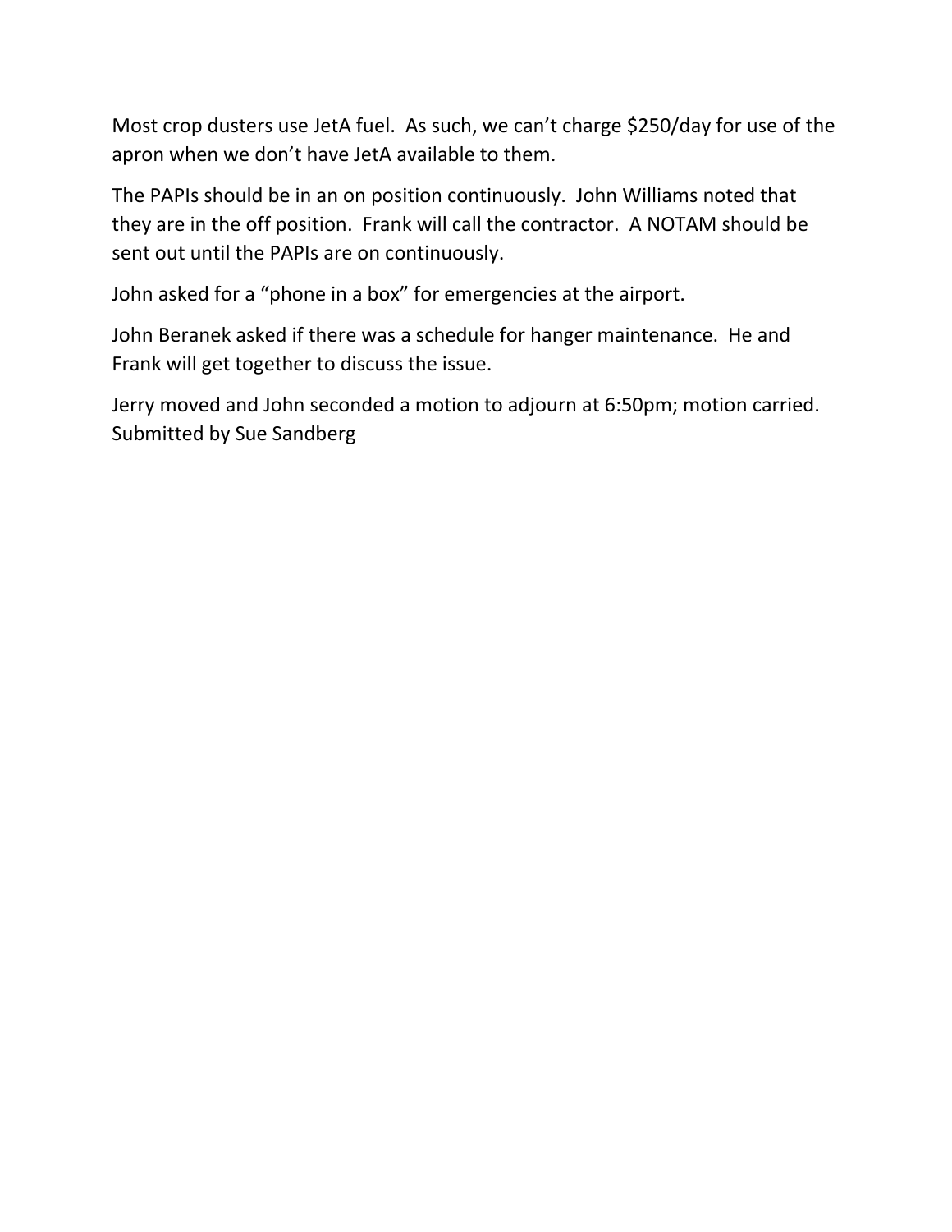Most crop dusters use JetA fuel. As such, we can't charge $250/day for use of the apron when we don't have JetA available to them.

The PAPIs should be in an on position continuously. John Williams noted that they are in the off position. Frank will call the contractor. A NOTAM should be sent out until the PAPIs are on continuously.

John asked for a "phone in a box" for emergencies at the airport.

John Beranek asked if there was a schedule for hanger maintenance. He and Frank will get together to discuss the issue.

Jerry moved and John seconded a motion to adjourn at 6:50pm; motion carried.
Submitted by Sue Sandberg